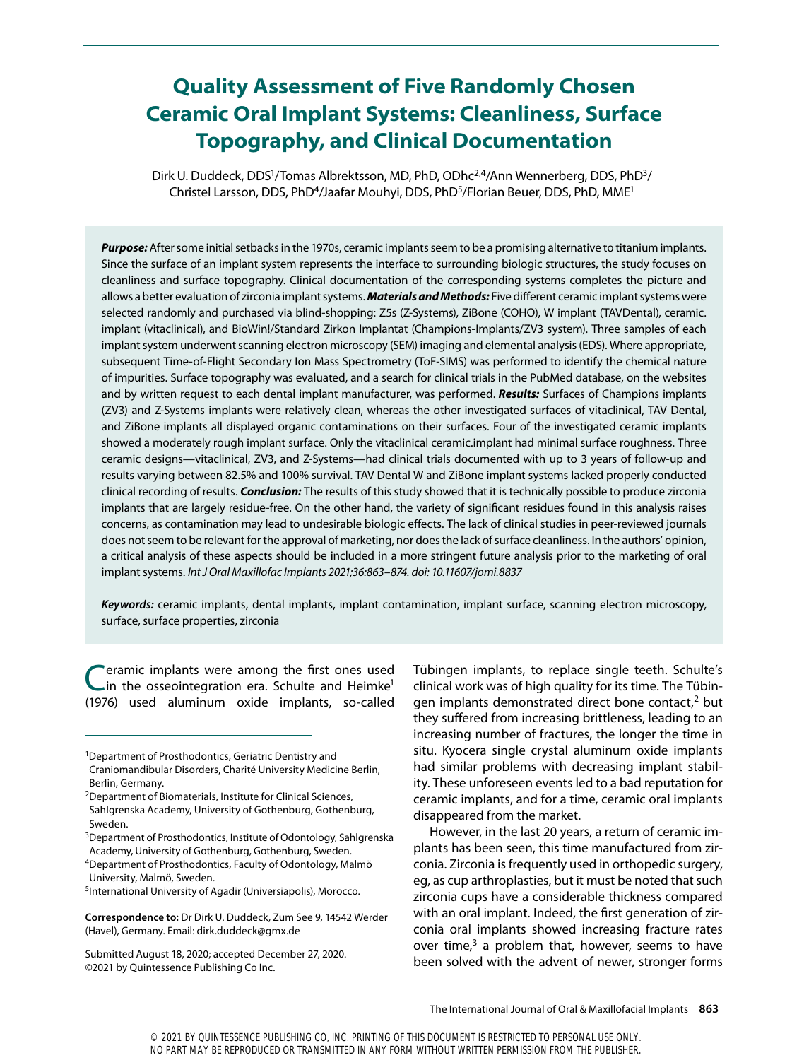# Quality Assessment of Five Randomly Chosen Ceramic Oral Implant Systems: Cleanliness, Surface Topography, and Clinical Documentation

Dirk U. Duddeck, DDS[1]/Tomas Albrektsson, MD, PhD, ODhc[2,4]/Ann Wennerberg, DDS, PhD[3]/ Christel Larsson, DDS, PhD[4]/Jaafar Mouhyi, DDS, PhD[5]/Florian Beuer, DDS, PhD, MME[1]

***Purpose:*** After some initial setbacks in the 1970s, ceramic implants seem to be a promising alternative to titanium implants. Since the surface of an implant system represents the interface to surrounding biologic structures, the study focuses on cleanliness and surface topography. Clinical documentation of the corresponding systems completes the picture and allows a better evaluation of zirconia implant systems. ***Materials and Methods:*** Five different ceramic implant systems were selected randomly and purchased via blind-shopping: Z5s (Z-Systems), ZiBone (COHO), W implant (TAVDental), ceramic. implant (vitaclinical), and BioWin!/Standard Zirkon Implantat (Champions-Implants/ZV3 system). Three samples of each implant system underwent scanning electron microscopy (SEM) imaging and elemental analysis (EDS). Where appropriate, subsequent Time-of-Flight Secondary Ion Mass Spectrometry (ToF-SIMS) was performed to identify the chemical nature of impurities. Surface topography was evaluated, and a search for clinical trials in the PubMed database, on the websites and by written request to each dental implant manufacturer, was performed. ***Results:*** Surfaces of Champions implants (ZV3) and Z-Systems implants were relatively clean, whereas the other investigated surfaces of vitaclinical, TAV Dental, and ZiBone implants all displayed organic contaminations on their surfaces. Four of the investigated ceramic implants showed a moderately rough implant surface. Only the vitaclinical ceramic.implant had minimal surface roughness. Three ceramic designs—vitaclinical, ZV3, and Z-Systems—had clinical trials documented with up to 3 years of follow-up and results varying between 82.5% and 100% survival. TAV Dental W and ZiBone implant systems lacked properly conducted clinical recording of results. ***Conclusion:*** The results of this study showed that it is technically possible to produce zirconia implants that are largely residue-free. On the other hand, the variety of significant residues found in this analysis raises concerns, as contamination may lead to undesirable biologic effects. The lack of clinical studies in peer-reviewed journals does not seem to be relevant for the approval of marketing, nor does the lack of surface cleanliness. In the authors' opinion, a critical analysis of these aspects should be included in a more stringent future analysis prior to the marketing of oral implant systems. *Int J Oral Maxillofac Implants 2021;36:863–874. doi: 10.11607/jomi.8837*

***Keywords:*** ceramic implants, dental implants, implant contamination, implant surface, scanning electron microscopy, surface, surface properties, zirconia

Ceramic implants were among the first ones used in the osseointegration era. Schulte and Heimke[1] (1976) used aluminum oxide implants, so-called Tübingen implants, to replace single teeth. Schulte's clinical work was of high quality for its time. The Tübingen implants demonstrated direct bone contact,[2] but they suffered from increasing brittleness, leading to an increasing number of fractures, the longer the time in situ. Kyocera single crystal aluminum oxide implants had similar problems with decreasing implant stability. These unforeseen events led to a bad reputation for ceramic implants, and for a time, ceramic oral implants disappeared from the market.

However, in the last 20 years, a return of ceramic implants has been seen, this time manufactured from zirconia. Zirconia is frequently used in orthopedic surgery, eg, as cup arthroplasties, but it must be noted that such zirconia cups have a considerable thickness compared with an oral implant. Indeed, the first generation of zirconia oral implants showed increasing fracture rates over time,[3] a problem that, however, seems to have been solved with the advent of newer, stronger forms

[1]Department of Prosthodontics, Geriatric Dentistry and Craniomandibular Disorders, Charité University Medicine Berlin, Berlin, Germany.

[2]Department of Biomaterials, Institute for Clinical Sciences, Sahlgrenska Academy, University of Gothenburg, Gothenburg, Sweden.

[3]Department of Prosthodontics, Institute of Odontology, Sahlgrenska Academy, University of Gothenburg, Gothenburg, Sweden.

[4]Department of Prosthodontics, Faculty of Odontology, Malmö University, Malmö, Sweden.

[5]International University of Agadir (Universiapolis), Morocco.

**Correspondence to:** Dr Dirk U. Duddeck, Zum See 9, 14542 Werder (Havel), Germany. Email: dirk.duddeck@gmx.de

Submitted August 18, 2020; accepted December 27, 2020.
©2021 by Quintessence Publishing Co Inc.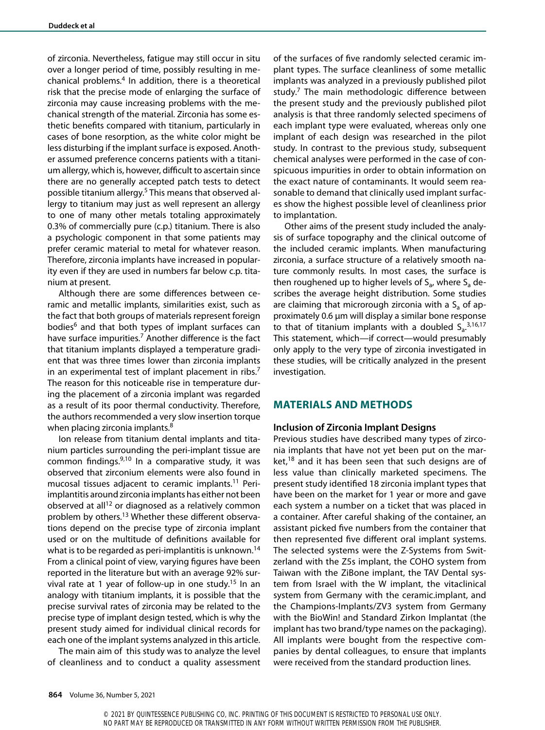of zirconia. Nevertheless, fatigue may still occur in situ over a longer period of time, possibly resulting in mechanical problems.[4] In addition, there is a theoretical risk that the precise mode of enlarging the surface of zirconia may cause increasing problems with the mechanical strength of the material. Zirconia has some esthetic benefits compared with titanium, particularly in cases of bone resorption, as the white color might be less disturbing if the implant surface is exposed. Another assumed preference concerns patients with a titanium allergy, which is, however, difficult to ascertain since there are no generally accepted patch tests to detect possible titanium allergy.[5] This means that observed allergy to titanium may just as well represent an allergy to one of many other metals totaling approximately 0.3% of commercially pure (c.p.) titanium. There is also a psychologic component in that some patients may prefer ceramic material to metal for whatever reason. Therefore, zirconia implants have increased in popularity even if they are used in numbers far below c.p. titanium at present.

Although there are some differences between ceramic and metallic implants, similarities exist, such as the fact that both groups of materials represent foreign bodies[6] and that both types of implant surfaces can have surface impurities.[7] Another difference is the fact that titanium implants displayed a temperature gradient that was three times lower than zirconia implants in an experimental test of implant placement in ribs.[7] The reason for this noticeable rise in temperature during the placement of a zirconia implant was regarded as a result of its poor thermal conductivity. Therefore, the authors recommended a very slow insertion torque when placing zirconia implants.[8]

Ion release from titanium dental implants and titanium particles surrounding the peri-implant tissue are common findings.[9,10] In a comparative study, it was observed that zirconium elements were also found in mucosal tissues adjacent to ceramic implants.[11] Peri-implantitis around zirconia implants has either not been observed at all[12] or diagnosed as a relatively common problem by others.[13] Whether these different observations depend on the precise type of zirconia implant used or on the multitude of definitions available for what is to be regarded as peri-implantitis is unknown.[14] From a clinical point of view, varying figures have been reported in the literature but with an average 92% survival rate at 1 year of follow-up in one study.[15] In an analogy with titanium implants, it is possible that the precise survival rates of zirconia may be related to the precise type of implant design tested, which is why the present study aimed for individual clinical records for each one of the implant systems analyzed in this article.

The main aim of this study was to analyze the level of cleanliness and to conduct a quality assessment of the surfaces of five randomly selected ceramic implant types. The surface cleanliness of some metallic implants was analyzed in a previously published pilot study.[7] The main methodologic difference between the present study and the previously published pilot analysis is that three randomly selected specimens of each implant type were evaluated, whereas only one implant of each design was researched in the pilot study. In contrast to the previous study, subsequent chemical analyses were performed in the case of conspicuous impurities in order to obtain information on the exact nature of contaminants. It would seem reasonable to demand that clinically used implant surfaces show the highest possible level of cleanliness prior to implantation.

Other aims of the present study included the analysis of surface topography and the clinical outcome of the included ceramic implants. When manufacturing zirconia, a surface structure of a relatively smooth nature commonly results. In most cases, the surface is then roughened up to higher levels of $S_a$, where $S_a$ describes the average height distribution. Some studies are claiming that microrough zirconia with a $S_a$ of approximately 0.6 µm will display a similar bone response to that of titanium implants with a doubled $S_a$.[3,16,17] This statement, which—if correct—would presumably only apply to the very type of zirconia investigated in these studies, will be critically analyzed in the present investigation.

## MATERIALS AND METHODS

### Inclusion of Zirconia Implant Designs

Previous studies have described many types of zirconia implants that have not yet been put on the market,[18] and it has been seen that such designs are of less value than clinically marketed specimens. The present study identified 18 zirconia implant types that have been on the market for 1 year or more and gave each system a number on a ticket that was placed in a container. After careful shaking of the container, an assistant picked five numbers from the container that then represented five different oral implant systems. The selected systems were the Z-Systems from Switzerland with the Z5s implant, the COHO system from Taiwan with the ZiBone implant, the TAV Dental system from Israel with the W implant, the vitaclinical system from Germany with the ceramic.implant, and the Champions-Implants/ZV3 system from Germany with the BioWin! and Standard Zirkon Implantat (the implant has two brand/type names on the packaging). All implants were bought from the respective companies by dental colleagues, to ensure that implants were received from the standard production lines.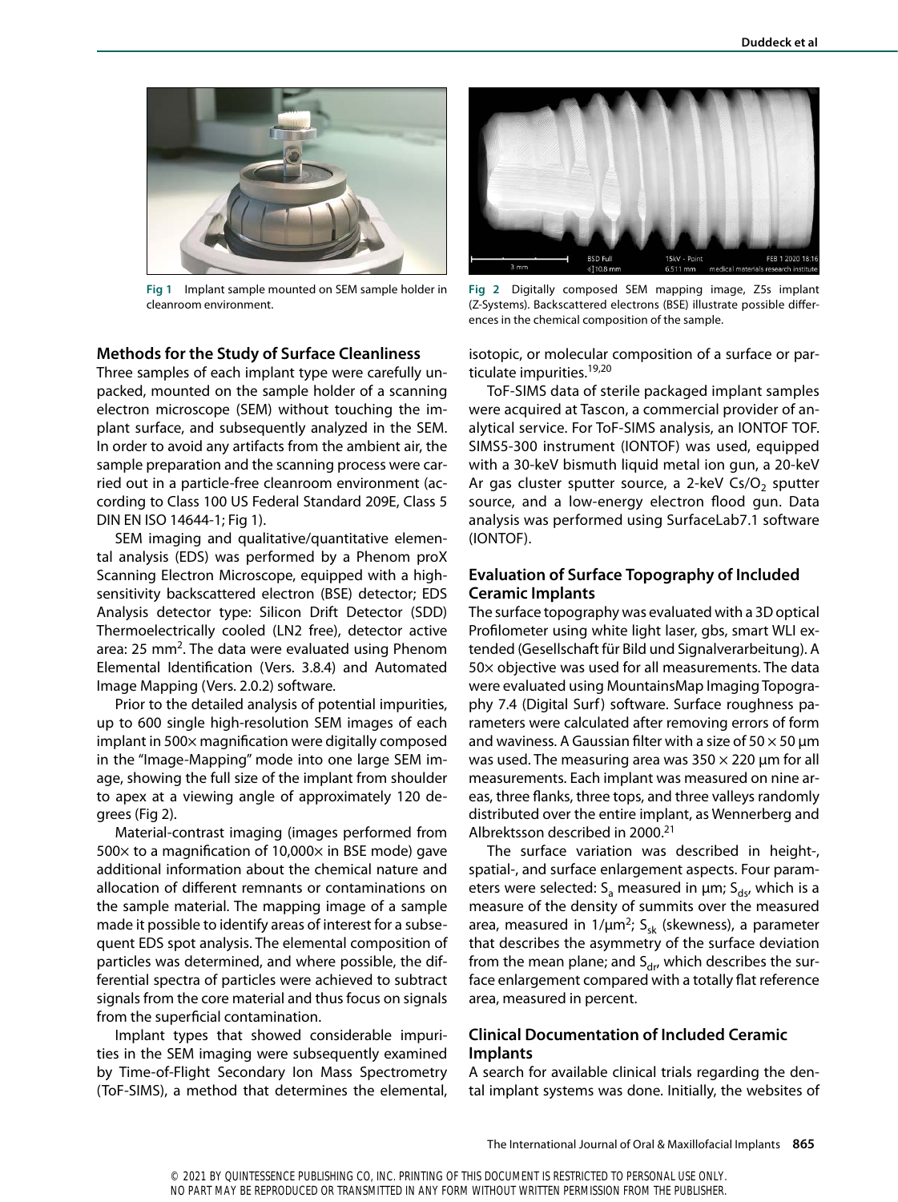Fig 1 Implant sample mounted on SEM sample holder in cleanroom environment.

Fig 2 Digitally composed SEM mapping image, Z5s implant (Z-Systems). Backscattered electrons (BSE) illustrate possible differences in the chemical composition of the sample.

## Methods for the Study of Surface Cleanliness

Three samples of each implant type were carefully unpacked, mounted on the sample holder of a scanning electron microscope (SEM) without touching the implant surface, and subsequently analyzed in the SEM. In order to avoid any artifacts from the ambient air, the sample preparation and the scanning process were carried out in a particle-free cleanroom environment (according to Class 100 US Federal Standard 209E, Class 5 DIN EN ISO 14644-1; Fig 1).

SEM imaging and qualitative/quantitative elemental analysis (EDS) was performed by a Phenom proX Scanning Electron Microscope, equipped with a high-sensitivity backscattered electron (BSE) detector; EDS Analysis detector type: Silicon Drift Detector (SDD) Thermoelectrically cooled (LN2 free), detector active area: 25 $mm^2$. The data were evaluated using Phenom Elemental Identification (Vers. 3.8.4) and Automated Image Mapping (Vers. 2.0.2) software.

Prior to the detailed analysis of potential impurities, up to 600 single high-resolution SEM images of each implant in 500× magnification were digitally composed in the "Image-Mapping" mode into one large SEM image, showing the full size of the implant from shoulder to apex at a viewing angle of approximately 120 degrees (Fig 2).

Material-contrast imaging (images performed from 500× to a magnification of 10,000× in BSE mode) gave additional information about the chemical nature and allocation of different remnants or contaminations on the sample material. The mapping image of a sample made it possible to identify areas of interest for a subsequent EDS spot analysis. The elemental composition of particles was determined, and where possible, the differential spectra of particles were achieved to subtract signals from the core material and thus focus on signals from the superficial contamination.

Implant types that showed considerable impurities in the SEM imaging were subsequently examined by Time-of-Flight Secondary Ion Mass Spectrometry (ToF-SIMS), a method that determines the elemental, isotopic, or molecular composition of a surface or particulate impurities.[19,20]

ToF-SIMS data of sterile packaged implant samples were acquired at Tascon, a commercial provider of analytical service. For ToF-SIMS analysis, an IONTOF TOF.SIMS5-300 instrument (IONTOF) was used, equipped with a 30-keV bismuth liquid metal ion gun, a 20-keV Ar gas cluster sputter source, a 2-keV $Cs/O_2$ sputter source, and a low-energy electron flood gun. Data analysis was performed using SurfaceLab7.1 software (IONTOF).

## Evaluation of Surface Topography of Included Ceramic Implants

The surface topography was evaluated with a 3D optical Profilometer using white light laser, gbs, smart WLI extended (Gesellschaft für Bild und Signalverarbeitung). A 50× objective was used for all measurements. The data were evaluated using MountainsMap Imaging Topography 7.4 (Digital Surf) software. Surface roughness parameters were calculated after removing errors of form and waviness. A Gaussian filter with a size of 50 × 50 µm was used. The measuring area was 350 × 220 µm for all measurements. Each implant was measured on nine areas, three flanks, three tops, and three valleys randomly distributed over the entire implant, as Wennerberg and Albrektsson described in 2000.[21]

The surface variation was described in height-, spatial-, and surface enlargement aspects. Four parameters were selected: $S_a$ measured in µm; $S_{ds}$, which is a measure of the density of summits over the measured area, measured in 1/µm$^2$; $S_{sk}$ (skewness), a parameter that describes the asymmetry of the surface deviation from the mean plane; and $S_{dr}$, which describes the surface enlargement compared with a totally flat reference area, measured in percent.

## Clinical Documentation of Included Ceramic Implants

A search for available clinical trials regarding the dental implant systems was done. Initially, the websites of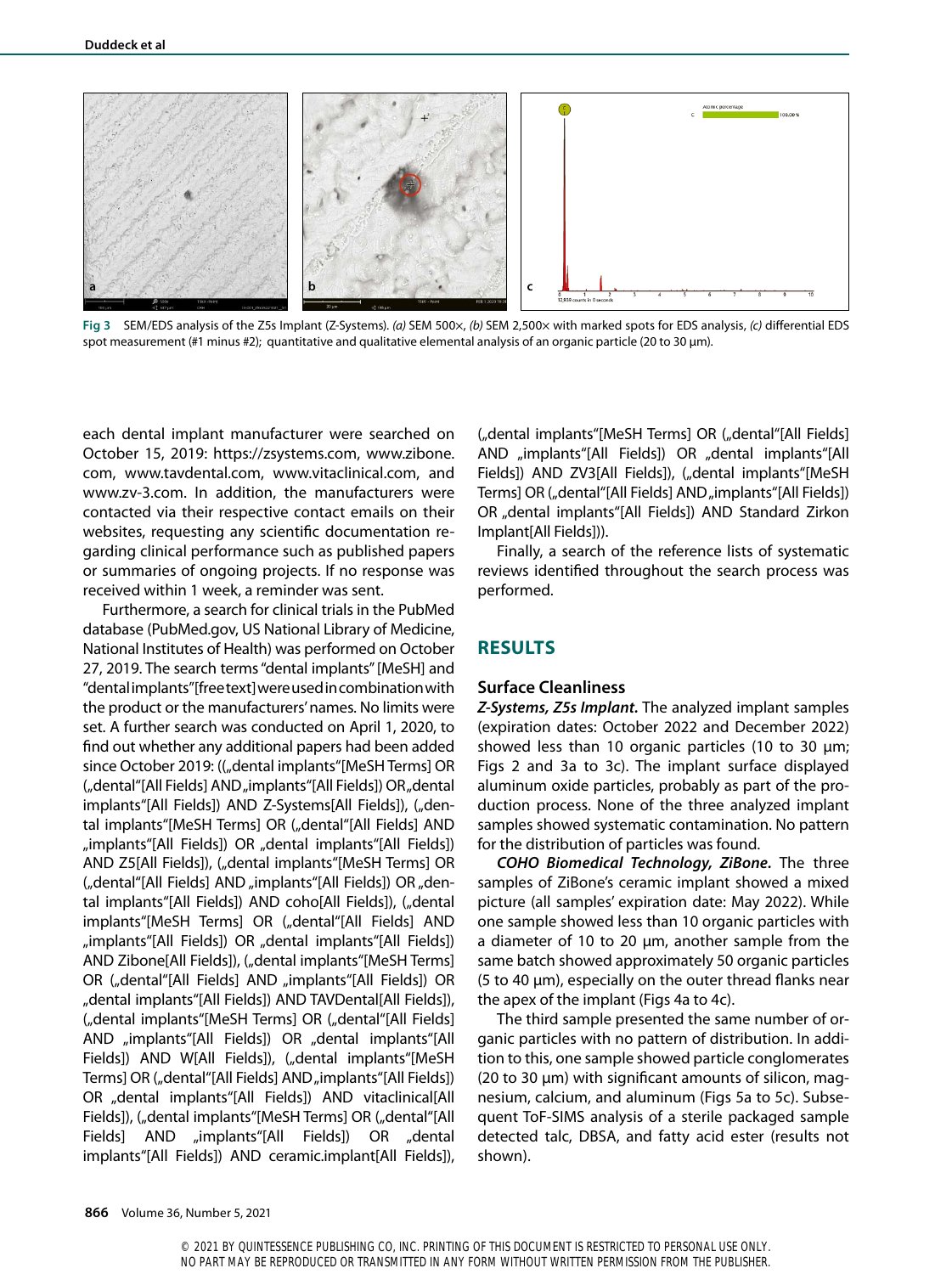Fig 3 SEM/EDS analysis of the Z5s Implant (Z-Systems). *(a)* SEM 500×, *(b)* SEM 2,500× with marked spots for EDS analysis, *(c)* differential EDS spot measurement (#1 minus #2); quantitative and qualitative elemental analysis of an organic particle (20 to 30 µm).

each dental implant manufacturer were searched on October 15, 2019: https://zsystems.com, www.zibone.com, www.tavdental.com, www.vitaclinical.com, and www.zv-3.com. In addition, the manufacturers were contacted via their respective contact emails on their websites, requesting any scientific documentation regarding clinical performance such as published papers or summaries of ongoing projects. If no response was received within 1 week, a reminder was sent.

Furthermore, a search for clinical trials in the PubMed database (PubMed.gov, US National Library of Medicine, National Institutes of Health) was performed on October 27, 2019. The search terms "dental implants" [MeSH] and "dental implants"[free text] were used in combination with the product or the manufacturers' names. No limits were set. A further search was conducted on April 1, 2020, to find out whether any additional papers had been added since October 2019: („dental implants"[MeSH Terms] OR („dental"[All Fields] AND „implants"[All Fields]) OR „dental implants"[All Fields]) AND Z-Systems[All Fields]), („dental implants"[MeSH Terms] OR („dental"[All Fields] AND „implants"[All Fields]) OR „dental implants"[All Fields]) AND Z5[All Fields]), („dental implants"[MeSH Terms] OR („dental"[All Fields] AND „implants"[All Fields]) OR „dental implants"[All Fields]) AND coho[All Fields]), („dental implants"[MeSH Terms] OR („dental"[All Fields] AND „implants"[All Fields]) OR „dental implants"[All Fields]) AND Zibone[All Fields]), („dental implants"[MeSH Terms] OR („dental"[All Fields] AND „implants"[All Fields]) OR „dental implants"[All Fields]) AND TAVDental[All Fields]), („dental implants"[MeSH Terms] OR („dental"[All Fields] AND „implants"[All Fields]) OR „dental implants"[All Fields]) AND W[All Fields]), („dental implants"[MeSH Terms] OR („dental"[All Fields] AND „implants"[All Fields]) OR „dental implants"[All Fields]) AND vitaclinical[All Fields]), („dental implants"[MeSH Terms] OR („dental"[All Fields] AND „implants"[All Fields]) OR „dental implants"[All Fields]) AND ceramic.implant[All Fields]), („dental implants"[MeSH Terms] OR („dental"[All Fields] AND „implants"[All Fields]) OR „dental implants"[All Fields]) AND ZV3[All Fields]), („dental implants"[MeSH Terms] OR („dental"[All Fields] AND „implants"[All Fields]) OR „dental implants"[All Fields]) AND Standard Zirkon Implant[All Fields])).

Finally, a search of the reference lists of systematic reviews identified throughout the search process was performed.

## RESULTS

### Surface Cleanliness

***Z-Systems, Z5s Implant.*** The analyzed implant samples (expiration dates: October 2022 and December 2022) showed less than 10 organic particles (10 to 30 µm; Figs 2 and 3a to 3c). The implant surface displayed aluminum oxide particles, probably as part of the production process. None of the three analyzed implant samples showed systematic contamination. No pattern for the distribution of particles was found.

***COHO Biomedical Technology, ZiBone.*** The three samples of ZiBone's ceramic implant showed a mixed picture (all samples' expiration date: May 2022). While one sample showed less than 10 organic particles with a diameter of 10 to 20 µm, another sample from the same batch showed approximately 50 organic particles (5 to 40 µm), especially on the outer thread flanks near the apex of the implant (Figs 4a to 4c).

The third sample presented the same number of organic particles with no pattern of distribution. In addition to this, one sample showed particle conglomerates (20 to 30 µm) with significant amounts of silicon, magnesium, calcium, and aluminum (Figs 5a to 5c). Subsequent ToF-SIMS analysis of a sterile packaged sample detected talc, DBSA, and fatty acid ester (results not shown).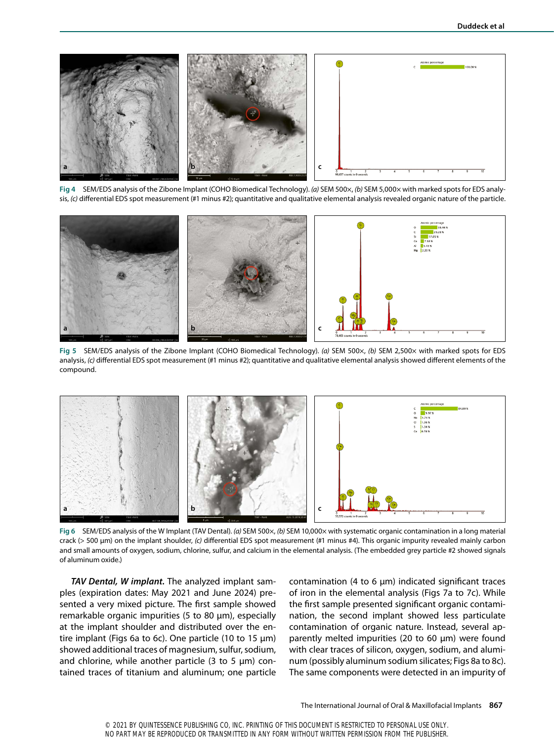**Fig 4** SEM/EDS analysis of the Zibone Implant (COHO Biomedical Technology). *(a)* SEM 500×, *(b)* SEM 5,000× with marked spots for EDS analysis, *(c)* differential EDS spot measurement (#1 minus #2); quantitative and qualitative elemental analysis revealed organic nature of the particle.

**Fig 5** SEM/EDS analysis of the Zibone Implant (COHO Biomedical Technology). *(a)* SEM 500×, *(b)* SEM 2,500× with marked spots for EDS analysis, *(c)* differential EDS spot measurement (#1 minus #2); quantitative and qualitative elemental analysis showed different elements of the compound.

**Fig 6** SEM/EDS analysis of the W Implant (TAV Dental). *(a)* SEM 500×, *(b)* SEM 10,000× with systematic organic contamination in a long material crack (> 500 µm) on the implant shoulder, *(c)* differential EDS spot measurement (#1 minus #4). This organic impurity revealed mainly carbon and small amounts of oxygen, sodium, chlorine, sulfur, and calcium in the elemental analysis. (The embedded grey particle #2 showed signals of aluminum oxide.)

***TAV Dental, W implant.*** The analyzed implant samples (expiration dates: May 2021 and June 2024) presented a very mixed picture. The first sample showed remarkable organic impurities (5 to 80 µm), especially at the implant shoulder and distributed over the entire implant (Figs 6a to 6c). One particle (10 to 15 µm) showed additional traces of magnesium, sulfur, sodium, and chlorine, while another particle (3 to 5 µm) contained traces of titanium and aluminum; one particle contamination (4 to 6 µm) indicated significant traces of iron in the elemental analysis (Figs 7a to 7c). While the first sample presented significant organic contamination, the second implant showed less particulate contamination of organic nature. Instead, several apparently melted impurities (20 to 60 µm) were found with clear traces of silicon, oxygen, sodium, and aluminum (possibly aluminum sodium silicates; Figs 8a to 8c). The same components were detected in an impurity of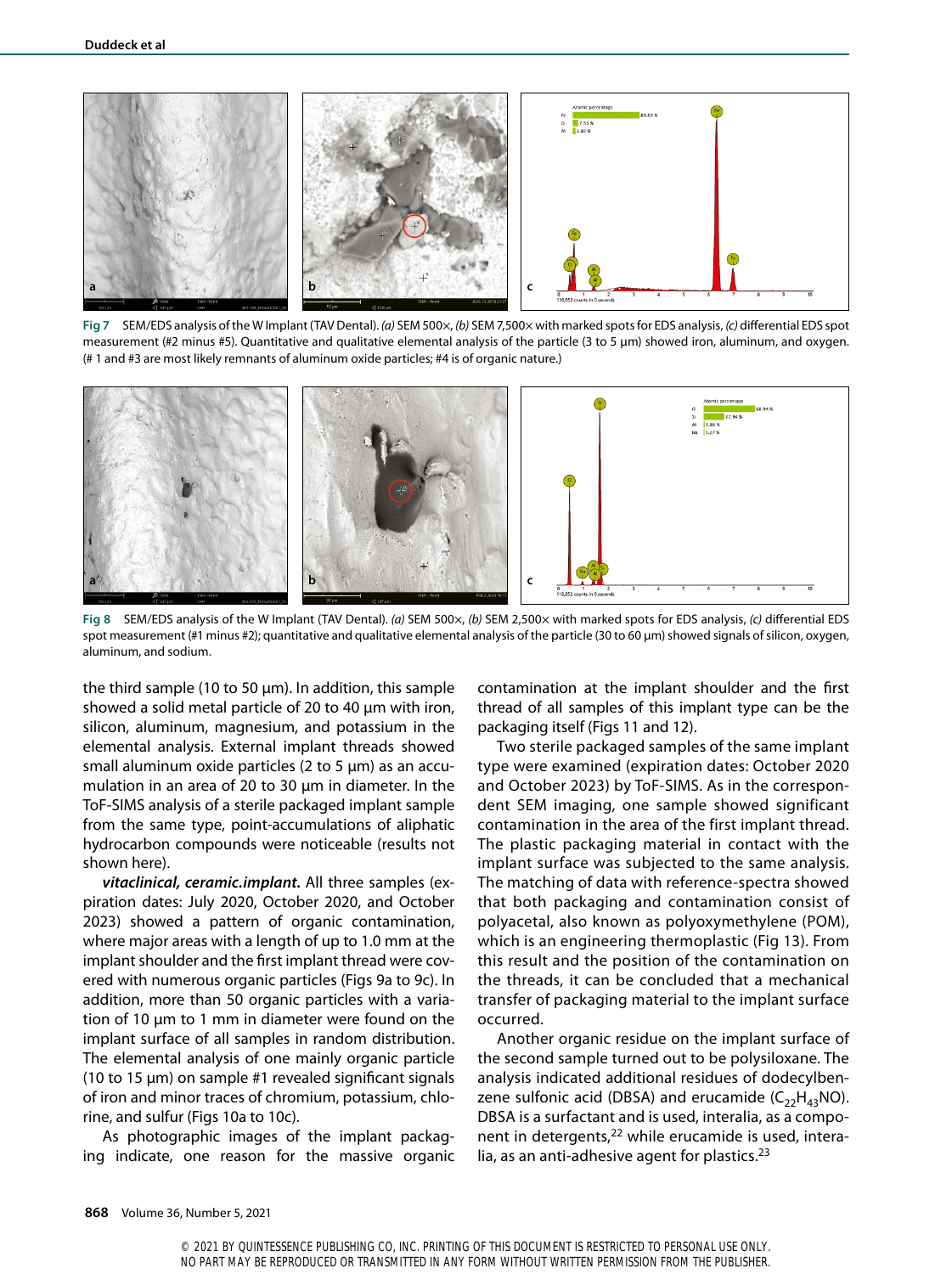Fig 7 SEM/EDS analysis of the W Implant (TAV Dental). *(a)* SEM 500×, *(b)* SEM 7,500× with marked spots for EDS analysis, *(c)* differential EDS spot measurement (#2 minus #5). Quantitative and qualitative elemental analysis of the particle (3 to 5 µm) showed iron, aluminum, and oxygen. (# 1 and #3 are most likely remnants of aluminum oxide particles; #4 is of organic nature.)

Fig 8 SEM/EDS analysis of the W Implant (TAV Dental). *(a)* SEM 500×, *(b)* SEM 2,500× with marked spots for EDS analysis, *(c)* differential EDS spot measurement (#1 minus #2); quantitative and qualitative elemental analysis of the particle (30 to 60 µm) showed signals of silicon, oxygen, aluminum, and sodium.

the third sample (10 to 50 µm). In addition, this sample showed a solid metal particle of 20 to 40 µm with iron, silicon, aluminum, magnesium, and potassium in the elemental analysis. External implant threads showed small aluminum oxide particles (2 to 5 µm) as an accumulation in an area of 20 to 30 µm in diameter. In the ToF-SIMS analysis of a sterile packaged implant sample from the same type, point-accumulations of aliphatic hydrocarbon compounds were noticeable (results not shown here).

***vitaclinical, ceramic.implant.*** All three samples (expiration dates: July 2020, October 2020, and October 2023) showed a pattern of organic contamination, where major areas with a length of up to 1.0 mm at the implant shoulder and the first implant thread were covered with numerous organic particles (Figs 9a to 9c). In addition, more than 50 organic particles with a variation of 10 µm to 1 mm in diameter were found on the implant surface of all samples in random distribution. The elemental analysis of one mainly organic particle (10 to 15 µm) on sample #1 revealed significant signals of iron and minor traces of chromium, potassium, chlorine, and sulfur (Figs 10a to 10c).

As photographic images of the implant packaging indicate, one reason for the massive organic contamination at the implant shoulder and the first thread of all samples of this implant type can be the packaging itself (Figs 11 and 12).

Two sterile packaged samples of the same implant type were examined (expiration dates: October 2020 and October 2023) by ToF-SIMS. As in the correspondent SEM imaging, one sample showed significant contamination in the area of the first implant thread. The plastic packaging material in contact with the implant surface was subjected to the same analysis. The matching of data with reference-spectra showed that both packaging and contamination consist of polyacetal, also known as polyoxymethylene (POM), which is an engineering thermoplastic (Fig 13). From this result and the position of the contamination on the threads, it can be concluded that a mechanical transfer of packaging material to the implant surface occurred.

Another organic residue on the implant surface of the second sample turned out to be polysiloxane. The analysis indicated additional residues of dodecylbenzene sulfonic acid (DBSA) and erucamide ($C_{22}H_{43}NO$). DBSA is a surfactant and is used, interalia, as a component in detergents,[22] while erucamide is used, interalia, as an anti-adhesive agent for plastics.[23]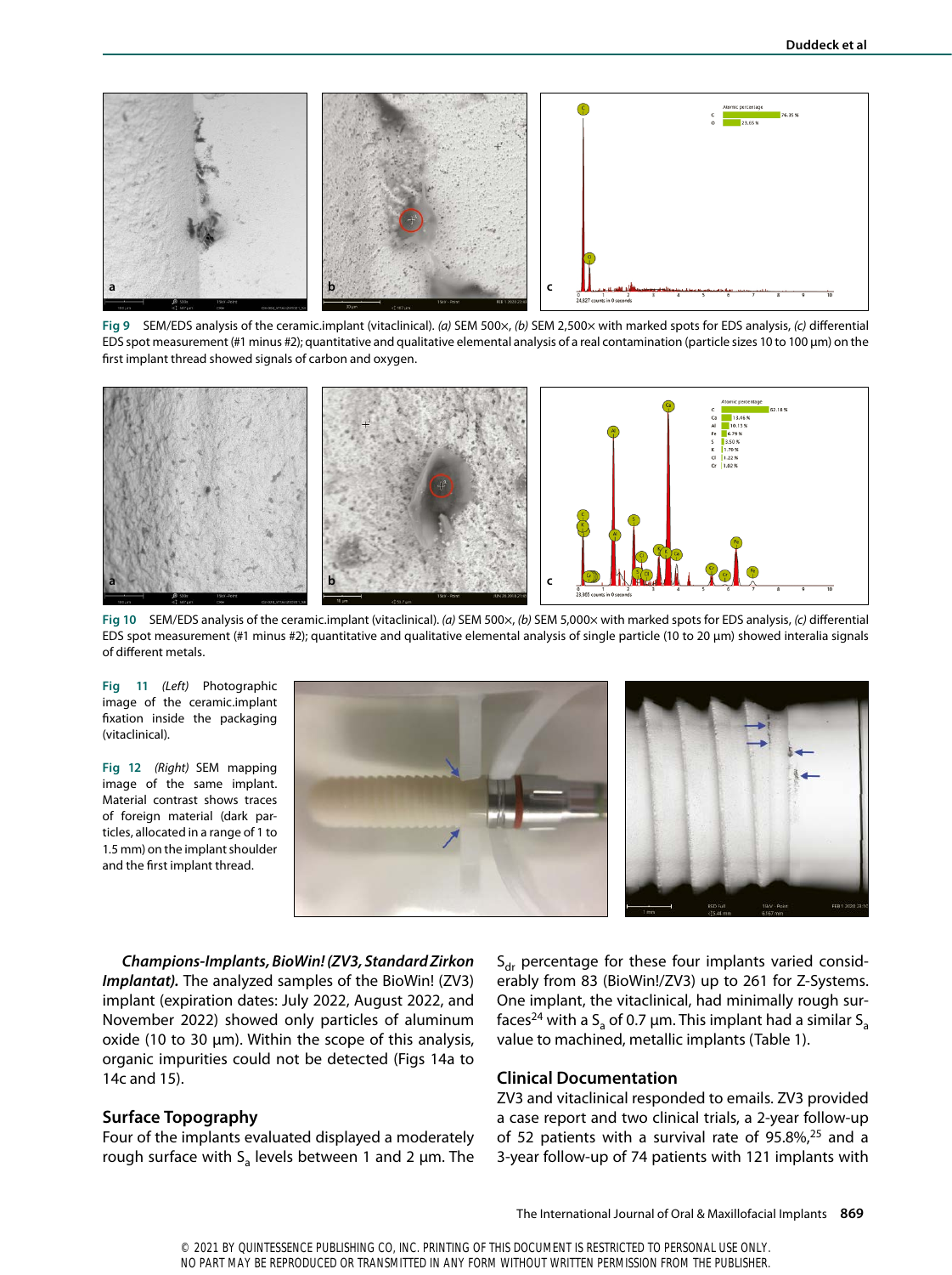**Fig 9** SEM/EDS analysis of the ceramic.implant (vitaclinical). *(a)* SEM 500×, *(b)* SEM 2,500× with marked spots for EDS analysis, *(c)* differential EDS spot measurement (#1 minus #2); quantitative and qualitative elemental analysis of a real contamination (particle sizes 10 to 100 µm) on the first implant thread showed signals of carbon and oxygen.

**Fig 10** SEM/EDS analysis of the ceramic.implant (vitaclinical). *(a)* SEM 500×, *(b)* SEM 5,000× with marked spots for EDS analysis, *(c)* differential EDS spot measurement (#1 minus #2); quantitative and qualitative elemental analysis of single particle (10 to 20 µm) showed interalia signals of different metals.

**Fig 11** *(Left)* Photographic image of the ceramic.implant fixation inside the packaging (vitaclinical).

**Fig 12** *(Right)* SEM mapping image of the same implant. Material contrast shows traces of foreign material (dark particles, allocated in a range of 1 to 1.5 mm) on the implant shoulder and the first implant thread.

***Champions-Implants, BioWin! (ZV3, Standard Zirkon Implantat).*** The analyzed samples of the BioWin! (ZV3) implant (expiration dates: July 2022, August 2022, and November 2022) showed only particles of aluminum oxide (10 to 30 µm). Within the scope of this analysis, organic impurities could not be detected (Figs 14a to 14c and 15).

## Surface Topography

Four of the implants evaluated displayed a moderately rough surface with $S_a$ levels between 1 and 2 µm. The $S_{dr}$ percentage for these four implants varied considerably from 83 (BioWin!/ZV3) up to 261 for Z-Systems. One implant, the vitaclinical, had minimally rough surfaces[24] with a $S_a$ of 0.7 µm. This implant had a similar $S_a$ value to machined, metallic implants (Table 1).

## Clinical Documentation

ZV3 and vitaclinical responded to emails. ZV3 provided a case report and two clinical trials, a 2-year follow-up of 52 patients with a survival rate of 95.8%,[25] and a 3-year follow-up of 74 patients with 121 implants with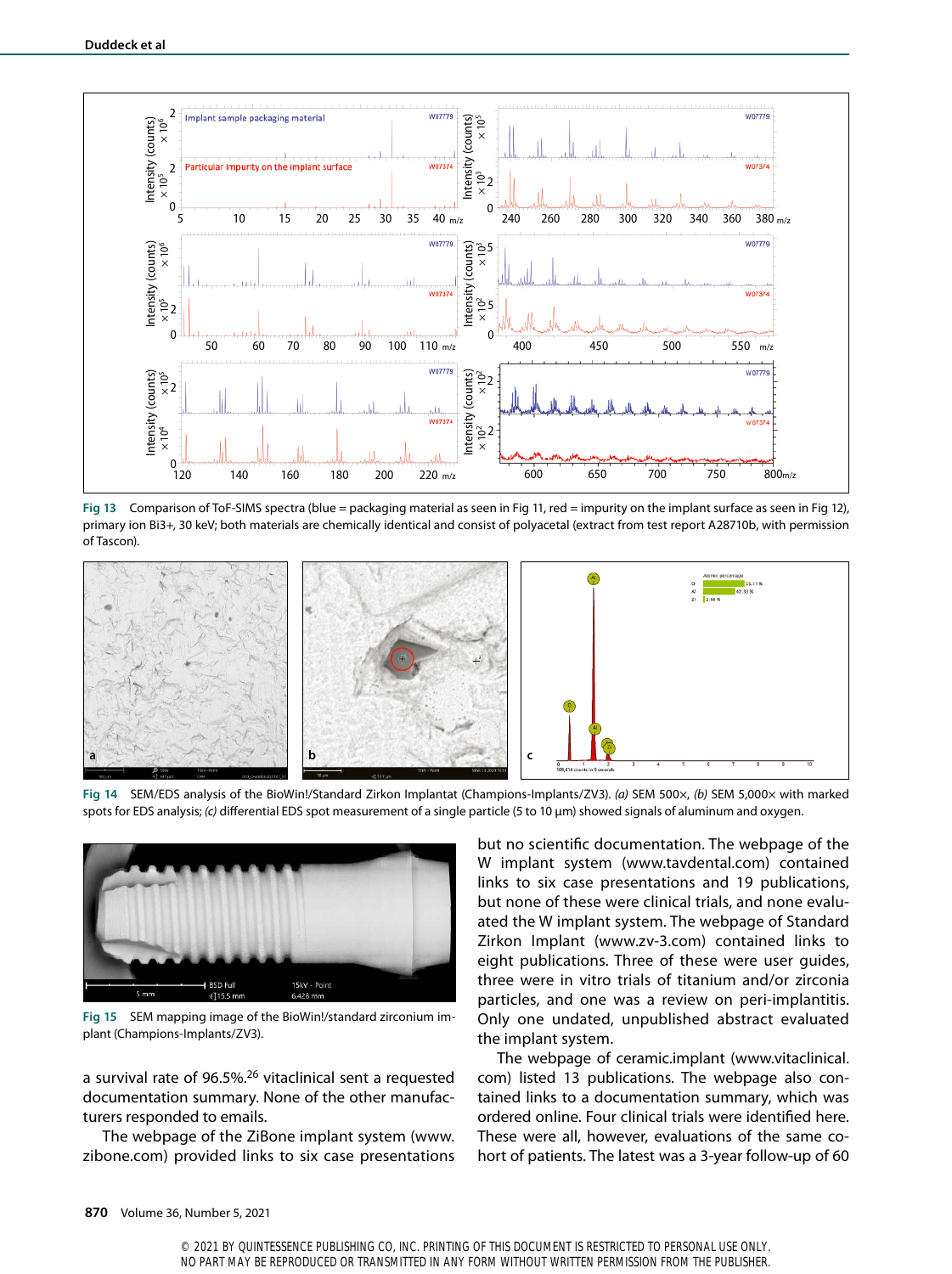Fig 13 Comparison of ToF-SIMS spectra (blue = packaging material as seen in Fig 11, red = impurity on the implant surface as seen in Fig 12), primary ion Bi3+, 30 keV; both materials are chemically identical and consist of polyacetal (extract from test report A28710b, with permission of Tascon).

Fig 14 SEM/EDS analysis of the BioWin!/Standard Zirkon Implantat (Champions-Implants/ZV3). *(a)* SEM 500×, *(b)* SEM 5,000× with marked spots for EDS analysis; *(c)* differential EDS spot measurement of a single particle (5 to 10 µm) showed signals of aluminum and oxygen.

Fig 15 SEM mapping image of the BioWin!/standard zirconium implant (Champions-Implants/ZV3).

a survival rate of 96.5%.[26] vitaclinical sent a requested documentation summary. None of the other manufacturers responded to emails.

The webpage of the ZiBone implant system (www.zibone.com) provided links to six case presentations but no scientific documentation. The webpage of the W implant system (www.tavdental.com) contained links to six case presentations and 19 publications, but none of these were clinical trials, and none evaluated the W implant system. The webpage of Standard Zirkon Implant (www.zv-3.com) contained links to eight publications. Three of these were user guides, three were in vitro trials of titanium and/or zirconia particles, and one was a review on peri-implantitis. Only one undated, unpublished abstract evaluated the implant system.

The webpage of ceramic.implant (www.vitaclinical.com) listed 13 publications. The webpage contained links to a documentation summary, which was ordered online. Four clinical trials were identified here. These were all, however, evaluations of the same cohort of patients. The latest was a 3-year follow-up of 60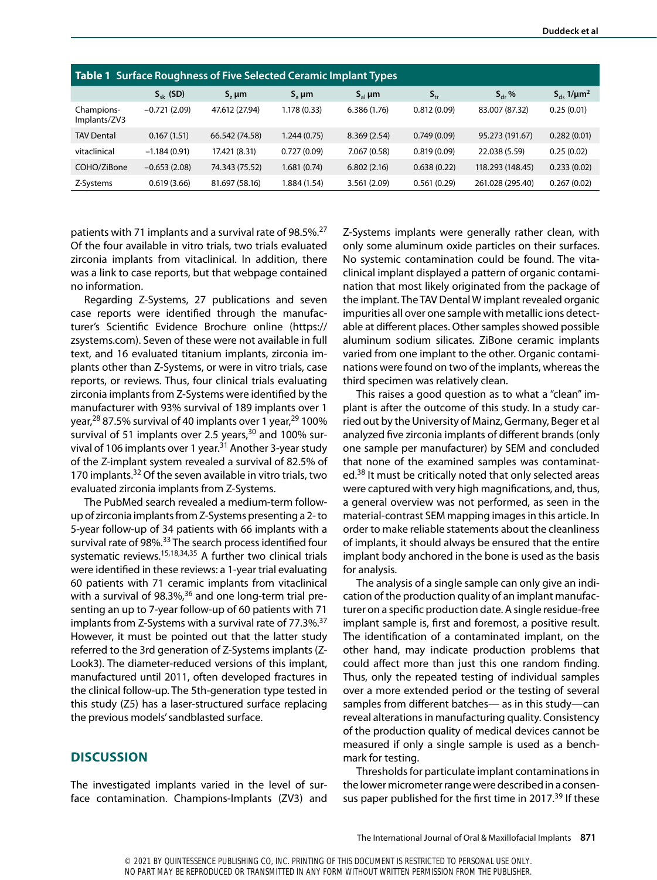**Table 1 Surface Roughness of Five Selected Ceramic Implant Types**

| | $S_{sk}$ (SD) | $S_z$ µm | $S_a$ µm | $S_{al}$ µm | $S_{tr}$ | $S_{dr}$ % | $S_{ds}$ 1/µm² |
|---|---|---|---|---|---|---|---|
| Champions-Implants/ZV3 | −0.721 (2.09) | 47.612 (27.94) | 1.178 (0.33) | 6.386 (1.76) | 0.812 (0.09) | 83.007 (87.32) | 0.25 (0.01) |
| TAV Dental | 0.167 (1.51) | 66.542 (74.58) | 1.244 (0.75) | 8.369 (2.54) | 0.749 (0.09) | 95.273 (191.67) | 0.282 (0.01) |
| vitaclinical | −1.184 (0.91) | 17.421 (8.31) | 0.727 (0.09) | 7.067 (0.58) | 0.819 (0.09) | 22.038 (5.59) | 0.25 (0.02) |
| COHO/ZiBone | −0.653 (2.08) | 74.343 (75.52) | 1.681 (0.74) | 6.802 (2.16) | 0.638 (0.22) | 118.293 (148.45) | 0.233 (0.02) |
| Z-Systems | 0.619 (3.66) | 81.697 (58.16) | 1.884 (1.54) | 3.561 (2.09) | 0.561 (0.29) | 261.028 (295.40) | 0.267 (0.02) |

patients with 71 implants and a survival rate of 98.5%.[27] Of the four available in vitro trials, two trials evaluated zirconia implants from vitaclinical. In addition, there was a link to case reports, but that webpage contained no information.

Regarding Z-Systems, 27 publications and seven case reports were identified through the manufacturer's Scientific Evidence Brochure online (https://zsystems.com). Seven of these were not available in full text, and 16 evaluated titanium implants, zirconia implants other than Z-Systems, or were in vitro trials, case reports, or reviews. Thus, four clinical trials evaluating zirconia implants from Z-Systems were identified by the manufacturer with 93% survival of 189 implants over 1 year,[28] 87.5% survival of 40 implants over 1 year,[29] 100% survival of 51 implants over 2.5 years,[30] and 100% survival of 106 implants over 1 year.[31] Another 3-year study of the Z-implant system revealed a survival of 82.5% of 170 implants.[32] Of the seven available in vitro trials, two evaluated zirconia implants from Z-Systems.

The PubMed search revealed a medium-term follow-up of zirconia implants from Z-Systems presenting a 2- to 5-year follow-up of 34 patients with 66 implants with a survival rate of 98%.[33] The search process identified four systematic reviews.[15,18,34,35] A further two clinical trials were identified in these reviews: a 1-year trial evaluating 60 patients with 71 ceramic implants from vitaclinical with a survival of 98.3%,[36] and one long-term trial presenting an up to 7-year follow-up of 60 patients with 71 implants from Z-Systems with a survival rate of 77.3%.[37] However, it must be pointed out that the latter study referred to the 3rd generation of Z-Systems implants (Z-Look3). The diameter-reduced versions of this implant, manufactured until 2011, often developed fractures in the clinical follow-up. The 5th-generation type tested in this study (Z5) has a laser-structured surface replacing the previous models' sandblasted surface.

## DISCUSSION

The investigated implants varied in the level of surface contamination. Champions-Implants (ZV3) and Z-Systems implants were generally rather clean, with only some aluminum oxide particles on their surfaces. No systemic contamination could be found. The vitaclinical implant displayed a pattern of organic contamination that most likely originated from the package of the implant. The TAV Dental W implant revealed organic impurities all over one sample with metallic ions detectable at different places. Other samples showed possible aluminum sodium silicates. ZiBone ceramic implants varied from one implant to the other. Organic contaminations were found on two of the implants, whereas the third specimen was relatively clean.

This raises a good question as to what a "clean" implant is after the outcome of this study. In a study carried out by the University of Mainz, Germany, Beger et al analyzed five zirconia implants of different brands (only one sample per manufacturer) by SEM and concluded that none of the examined samples was contaminated.[38] It must be critically noted that only selected areas were captured with very high magnifications, and, thus, a general overview was not performed, as seen in the material-contrast SEM mapping images in this article. In order to make reliable statements about the cleanliness of implants, it should always be ensured that the entire implant body anchored in the bone is used as the basis for analysis.

The analysis of a single sample can only give an indication of the production quality of an implant manufacturer on a specific production date. A single residue-free implant sample is, first and foremost, a positive result. The identification of a contaminated implant, on the other hand, may indicate production problems that could affect more than just this one random finding. Thus, only the repeated testing of individual samples over a more extended period or the testing of several samples from different batches— as in this study—can reveal alterations in manufacturing quality. Consistency of the production quality of medical devices cannot be measured if only a single sample is used as a benchmark for testing.

Thresholds for particulate implant contaminations in the lower micrometer range were described in a consensus paper published for the first time in 2017.[39] If these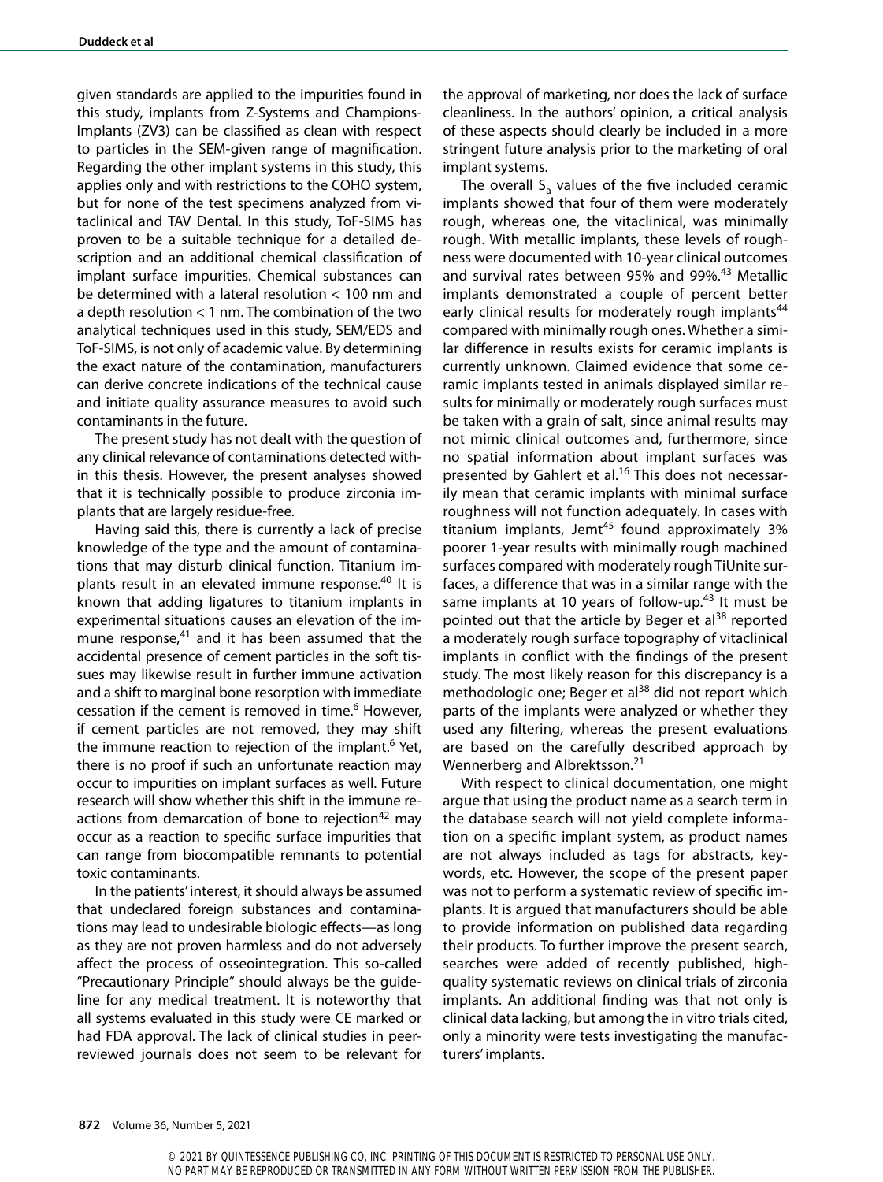given standards are applied to the impurities found in this study, implants from Z-Systems and Champions-Implants (ZV3) can be classified as clean with respect to particles in the SEM-given range of magnification. Regarding the other implant systems in this study, this applies only and with restrictions to the COHO system, but for none of the test specimens analyzed from vitaclinical and TAV Dental. In this study, ToF-SIMS has proven to be a suitable technique for a detailed description and an additional chemical classification of implant surface impurities. Chemical substances can be determined with a lateral resolution < 100 nm and a depth resolution < 1 nm. The combination of the two analytical techniques used in this study, SEM/EDS and ToF-SIMS, is not only of academic value. By determining the exact nature of the contamination, manufacturers can derive concrete indications of the technical cause and initiate quality assurance measures to avoid such contaminants in the future.

The present study has not dealt with the question of any clinical relevance of contaminations detected within this thesis. However, the present analyses showed that it is technically possible to produce zirconia implants that are largely residue-free.

Having said this, there is currently a lack of precise knowledge of the type and the amount of contaminations that may disturb clinical function. Titanium implants result in an elevated immune response.[40] It is known that adding ligatures to titanium implants in experimental situations causes an elevation of the immune response,[41] and it has been assumed that the accidental presence of cement particles in the soft tissues may likewise result in further immune activation and a shift to marginal bone resorption with immediate cessation if the cement is removed in time.[6] However, if cement particles are not removed, they may shift the immune reaction to rejection of the implant.[6] Yet, there is no proof if such an unfortunate reaction may occur to impurities on implant surfaces as well. Future research will show whether this shift in the immune reactions from demarcation of bone to rejection[42] may occur as a reaction to specific surface impurities that can range from biocompatible remnants to potential toxic contaminants.

In the patients' interest, it should always be assumed that undeclared foreign substances and contaminations may lead to undesirable biologic effects—as long as they are not proven harmless and do not adversely affect the process of osseointegration. This so-called "Precautionary Principle" should always be the guideline for any medical treatment. It is noteworthy that all systems evaluated in this study were CE marked or had FDA approval. The lack of clinical studies in peer-reviewed journals does not seem to be relevant for the approval of marketing, nor does the lack of surface cleanliness. In the authors' opinion, a critical analysis of these aspects should clearly be included in a more stringent future analysis prior to the marketing of oral implant systems.

The overall $S_a$ values of the five included ceramic implants showed that four of them were moderately rough, whereas one, the vitaclinical, was minimally rough. With metallic implants, these levels of roughness were documented with 10-year clinical outcomes and survival rates between 95% and 99%.[43] Metallic implants demonstrated a couple of percent better early clinical results for moderately rough implants[44] compared with minimally rough ones. Whether a similar difference in results exists for ceramic implants is currently unknown. Claimed evidence that some ceramic implants tested in animals displayed similar results for minimally or moderately rough surfaces must be taken with a grain of salt, since animal results may not mimic clinical outcomes and, furthermore, since no spatial information about implant surfaces was presented by Gahlert et al.[16] This does not necessarily mean that ceramic implants with minimal surface roughness will not function adequately. In cases with titanium implants, Jemt[45] found approximately 3% poorer 1-year results with minimally rough machined surfaces compared with moderately rough TiUnite surfaces, a difference that was in a similar range with the same implants at 10 years of follow-up.[43] It must be pointed out that the article by Beger et al[38] reported a moderately rough surface topography of vitaclinical implants in conflict with the findings of the present study. The most likely reason for this discrepancy is a methodologic one; Beger et al[38] did not report which parts of the implants were analyzed or whether they used any filtering, whereas the present evaluations are based on the carefully described approach by Wennerberg and Albrektsson.[21]

With respect to clinical documentation, one might argue that using the product name as a search term in the database search will not yield complete information on a specific implant system, as product names are not always included as tags for abstracts, keywords, etc. However, the scope of the present paper was not to perform a systematic review of specific implants. It is argued that manufacturers should be able to provide information on published data regarding their products. To further improve the present search, searches were added of recently published, high-quality systematic reviews on clinical trials of zirconia implants. An additional finding was that not only is clinical data lacking, but among the in vitro trials cited, only a minority were tests investigating the manufacturers' implants.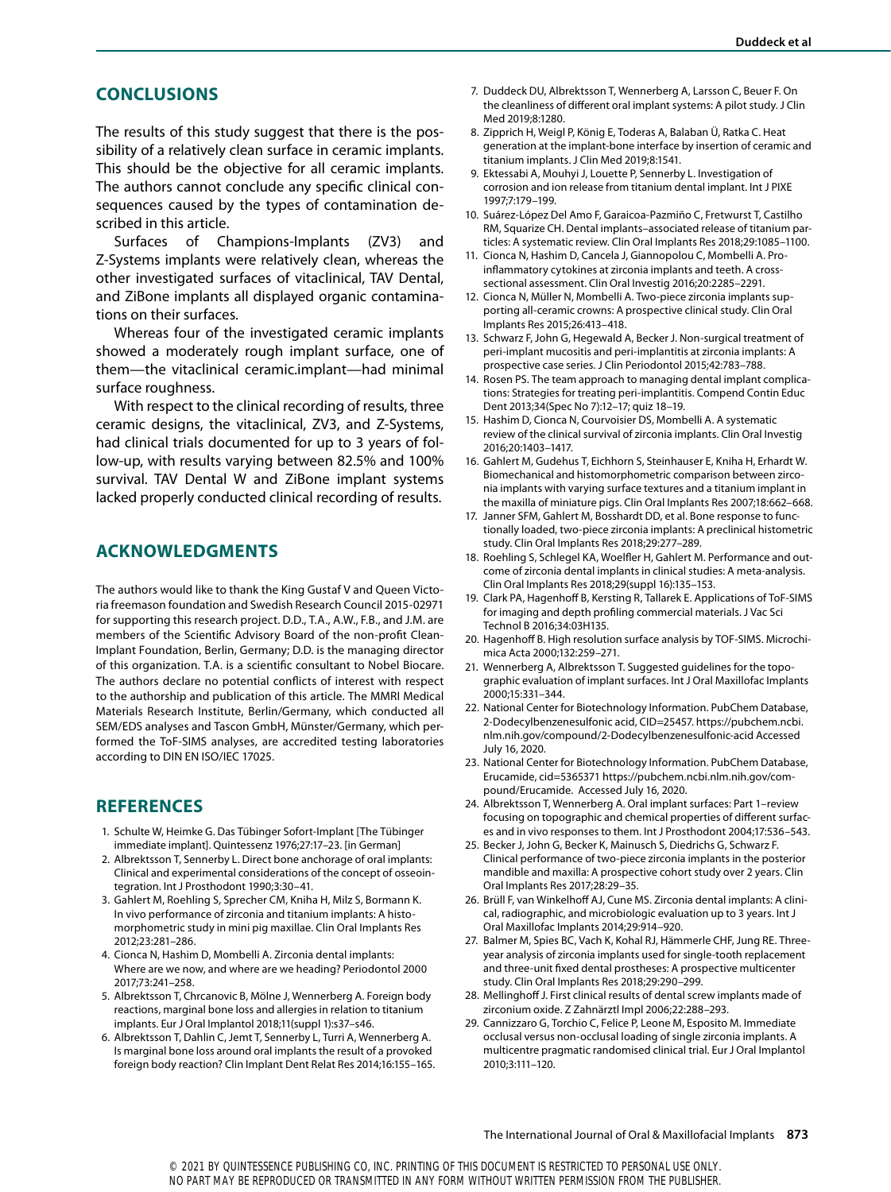## CONCLUSIONS

The results of this study suggest that there is the possibility of a relatively clean surface in ceramic implants. This should be the objective for all ceramic implants. The authors cannot conclude any specific clinical consequences caused by the types of contamination described in this article.

Surfaces of Champions-Implants (ZV3) and Z-Systems implants were relatively clean, whereas the other investigated surfaces of vitaclinical, TAV Dental, and ZiBone implants all displayed organic contaminations on their surfaces.

Whereas four of the investigated ceramic implants showed a moderately rough implant surface, one of them—the vitaclinical ceramic.implant—had minimal surface roughness.

With respect to the clinical recording of results, three ceramic designs, the vitaclinical, ZV3, and Z-Systems, had clinical trials documented for up to 3 years of follow-up, with results varying between 82.5% and 100% survival. TAV Dental W and ZiBone implant systems lacked properly conducted clinical recording of results.

## ACKNOWLEDGMENTS

The authors would like to thank the King Gustaf V and Queen Victoria freemason foundation and Swedish Research Council 2015-02971 for supporting this research project. D.D., T.A., A.W., F.B., and J.M. are members of the Scientific Advisory Board of the non-profit CleanImplant Foundation, Berlin, Germany; D.D. is the managing director of this organization. T.A. is a scientific consultant to Nobel Biocare. The authors declare no potential conflicts of interest with respect to the authorship and publication of this article. The MMRI Medical Materials Research Institute, Berlin/Germany, which conducted all SEM/EDS analyses and Tascon GmbH, Münster/Germany, which performed the ToF-SIMS analyses, are accredited testing laboratories according to DIN EN ISO/IEC 17025.

## REFERENCES

1. Schulte W, Heimke G. Das Tübinger Sofort-Implant [The Tübinger immediate implant]. Quintessenz 1976;27:17–23. [in German]
2. Albrektsson T, Sennerby L. Direct bone anchorage of oral implants: Clinical and experimental considerations of the concept of osseointegration. Int J Prosthodont 1990;3:30–41.
3. Gahlert M, Roehling S, Sprecher CM, Kniha H, Milz S, Bormann K. In vivo performance of zirconia and titanium implants: A histomorphometric study in mini pig maxillae. Clin Oral Implants Res 2012;23:281–286.
4. Cionca N, Hashim D, Mombelli A. Zirconia dental implants: Where are we now, and where are we heading? Periodontol 2000 2017;73:241–258.
5. Albrektsson T, Chrcanovic B, Mölne J, Wennerberg A. Foreign body reactions, marginal bone loss and allergies in relation to titanium implants. Eur J Oral Implantol 2018;11(suppl 1):s37–s46.
6. Albrektsson T, Dahlin C, Jemt T, Sennerby L, Turri A, Wennerberg A. Is marginal bone loss around oral implants the result of a provoked foreign body reaction? Clin Implant Dent Relat Res 2014;16:155–165.
7. Duddeck DU, Albrektsson T, Wennerberg A, Larsson C, Beuer F. On the cleanliness of different oral implant systems: A pilot study. J Clin Med 2019;8:1280.
8. Zipprich H, Weigl P, König E, Toderas A, Balaban Ü, Ratka C. Heat generation at the implant-bone interface by insertion of ceramic and titanium implants. J Clin Med 2019;8:1541.
9. Ektessabi A, Mouhyi J, Louette P, Sennerby L. Investigation of corrosion and ion release from titanium dental implant. Int J PIXE 1997;7:179–199.
10. Suárez-López Del Amo F, Garaicoa-Pazmiño C, Fretwurst T, Castilho RM, Squarize CH. Dental implants–associated release of titanium particles: A systematic review. Clin Oral Implants Res 2018;29:1085–1100.
11. Cionca N, Hashim D, Cancela J, Giannopolou C, Mombelli A. Pro-inflammatory cytokines at zirconia implants and teeth. A cross-sectional assessment. Clin Oral Investig 2016;20:2285–2291.
12. Cionca N, Müller N, Mombelli A. Two-piece zirconia implants supporting all-ceramic crowns: A prospective clinical study. Clin Oral Implants Res 2015;26:413–418.
13. Schwarz F, John G, Hegewald A, Becker J. Non-surgical treatment of peri-implant mucositis and peri-implantitis at zirconia implants: A prospective case series. J Clin Periodontol 2015;42:783–788.
14. Rosen PS. The team approach to managing dental implant complications: Strategies for treating peri-implantitis. Compend Contin Educ Dent 2013;34(Spec No 7):12–17; quiz 18–19.
15. Hashim D, Cionca N, Courvoisier DS, Mombelli A. A systematic review of the clinical survival of zirconia implants. Clin Oral Investig 2016;20:1403–1417.
16. Gahlert M, Gudehus T, Eichhorn S, Steinhauser E, Kniha H, Erhardt W. Biomechanical and histomorphometric comparison between zirconia implants with varying surface textures and a titanium implant in the maxilla of miniature pigs. Clin Oral Implants Res 2007;18:662–668.
17. Janner SFM, Gahlert M, Bosshardt DD, et al. Bone response to functionally loaded, two-piece zirconia implants: A preclinical histometric study. Clin Oral Implants Res 2018;29:277–289.
18. Roehling S, Schlegel KA, Woelfler H, Gahlert M. Performance and outcome of zirconia dental implants in clinical studies: A meta-analysis. Clin Oral Implants Res 2018;29(suppl 16):135–153.
19. Clark PA, Hagenhoff B, Kersting R, Tallarek E. Applications of ToF-SIMS for imaging and depth profiling commercial materials. J Vac Sci Technol B 2016;34:03H135.
20. Hagenhoff B. High resolution surface analysis by TOF-SIMS. Microchimica Acta 2000;132:259–271.
21. Wennerberg A, Albrektsson T. Suggested guidelines for the topographic evaluation of implant surfaces. Int J Oral Maxillofac Implants 2000;15:331–344.
22. National Center for Biotechnology Information. PubChem Database, 2-Dodecylbenzenesulfonic acid, CID=25457. https://pubchem.ncbi.nlm.nih.gov/compound/2-Dodecylbenzenesulfonic-acid Accessed July 16, 2020.
23. National Center for Biotechnology Information. PubChem Database, Erucamide, cid=5365371 https://pubchem.ncbi.nlm.nih.gov/compound/Erucamide. Accessed July 16, 2020.
24. Albrektsson T, Wennerberg A. Oral implant surfaces: Part 1–review focusing on topographic and chemical properties of different surfaces and in vivo responses to them. Int J Prosthodont 2004;17:536–543.
25. Becker J, John G, Becker K, Mainusch S, Diedrichs G, Schwarz F. Clinical performance of two-piece zirconia implants in the posterior mandible and maxilla: A prospective cohort study over 2 years. Clin Oral Implants Res 2017;28:29–35.
26. Brüll F, van Winkelhoff AJ, Cune MS. Zirconia dental implants: A clinical, radiographic, and microbiologic evaluation up to 3 years. Int J Oral Maxillofac Implants 2014;29:914–920.
27. Balmer M, Spies BC, Vach K, Kohal RJ, Hämmerle CHF, Jung RE. Three-year analysis of zirconia implants used for single-tooth replacement and three-unit fixed dental prostheses: A prospective multicenter study. Clin Oral Implants Res 2018;29:290–299.
28. Mellinghoff J. First clinical results of dental screw implants made of zirconium oxide. Z Zahnärztl Impl 2006;22:288–293.
29. Cannizzaro G, Torchio C, Felice P, Leone M, Esposito M. Immediate occlusal versus non-occlusal loading of single zirconia implants. A multicentre pragmatic randomised clinical trial. Eur J Oral Implantol 2010;3:111–120.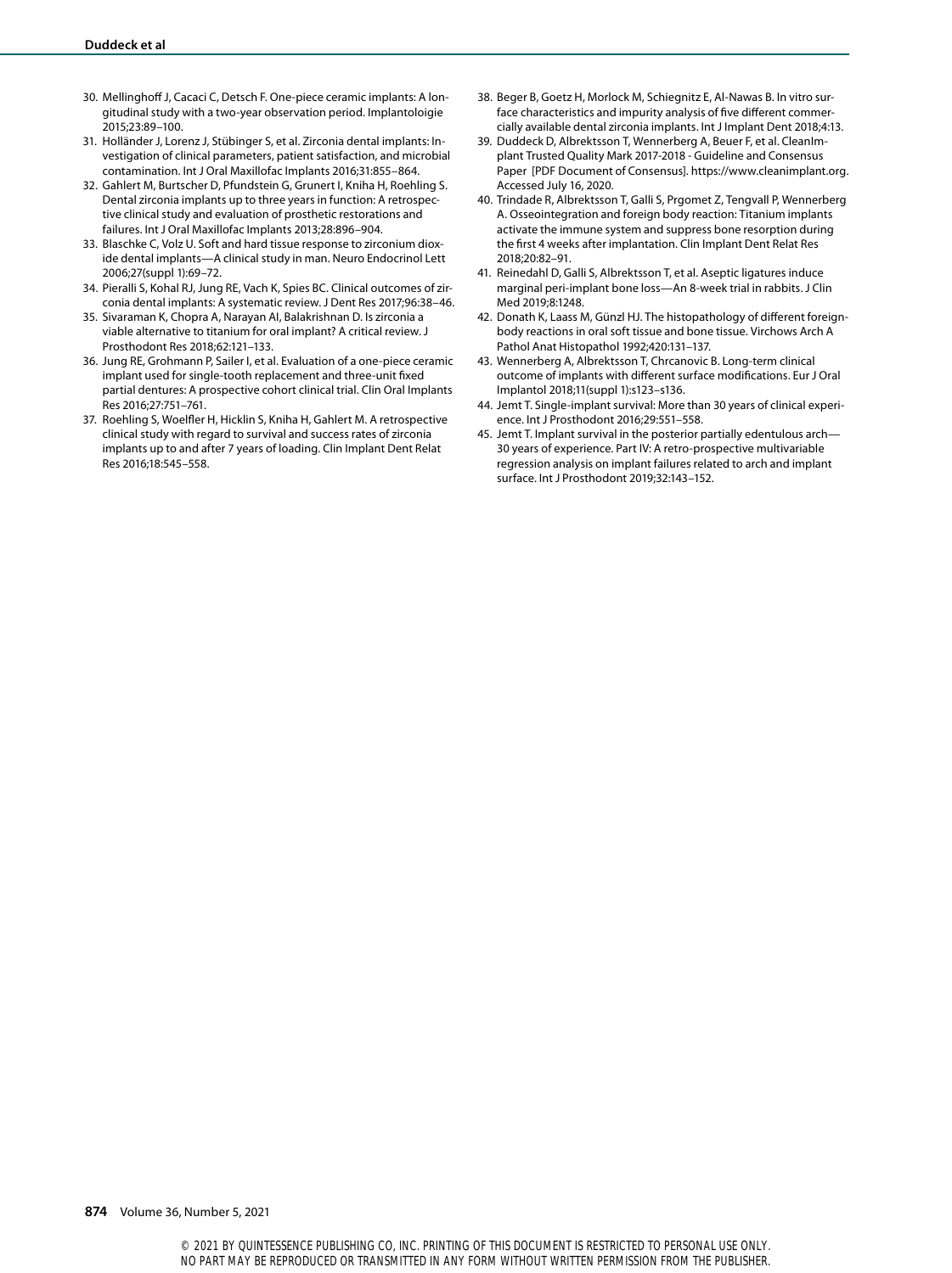30. Mellinghoff J, Cacaci C, Detsch F. One-piece ceramic implants: A longitudinal study with a two-year observation period. Implantoloigie 2015;23:89–100.
31. Holländer J, Lorenz J, Stübinger S, et al. Zirconia dental implants: Investigation of clinical parameters, patient satisfaction, and microbial contamination. Int J Oral Maxillofac Implants 2016;31:855–864.
32. Gahlert M, Burtscher D, Pfundstein G, Grunert I, Kniha H, Roehling S. Dental zirconia implants up to three years in function: A retrospective clinical study and evaluation of prosthetic restorations and failures. Int J Oral Maxillofac Implants 2013;28:896–904.
33. Blaschke C, Volz U. Soft and hard tissue response to zirconium dioxide dental implants—A clinical study in man. Neuro Endocrinol Lett 2006;27(suppl 1):69–72.
34. Pieralli S, Kohal RJ, Jung RE, Vach K, Spies BC. Clinical outcomes of zirconia dental implants: A systematic review. J Dent Res 2017;96:38–46.
35. Sivaraman K, Chopra A, Narayan AI, Balakrishnan D. Is zirconia a viable alternative to titanium for oral implant? A critical review. J Prosthodont Res 2018;62:121–133.
36. Jung RE, Grohmann P, Sailer I, et al. Evaluation of a one-piece ceramic implant used for single-tooth replacement and three-unit fixed partial dentures: A prospective cohort clinical trial. Clin Oral Implants Res 2016;27:751–761.
37. Roehling S, Woelfler H, Hicklin S, Kniha H, Gahlert M. A retrospective clinical study with regard to survival and success rates of zirconia implants up to and after 7 years of loading. Clin Implant Dent Relat Res 2016;18:545–558.
38. Beger B, Goetz H, Morlock M, Schiegnitz E, Al-Nawas B. In vitro surface characteristics and impurity analysis of five different commercially available dental zirconia implants. Int J Implant Dent 2018;4:13.
39. Duddeck D, Albrektsson T, Wennerberg A, Beuer F, et al. CleanImplant Trusted Quality Mark 2017-2018 - Guideline and Consensus Paper [PDF Document of Consensus]. https://www.cleanimplant.org. Accessed July 16, 2020.
40. Trindade R, Albrektsson T, Galli S, Prgomet Z, Tengvall P, Wennerberg A. Osseointegration and foreign body reaction: Titanium implants activate the immune system and suppress bone resorption during the first 4 weeks after implantation. Clin Implant Dent Relat Res 2018;20:82–91.
41. Reinedahl D, Galli S, Albrektsson T, et al. Aseptic ligatures induce marginal peri-implant bone loss—An 8-week trial in rabbits. J Clin Med 2019;8:1248.
42. Donath K, Laass M, Günzl HJ. The histopathology of different foreign-body reactions in oral soft tissue and bone tissue. Virchows Arch A Pathol Anat Histopathol 1992;420:131–137.
43. Wennerberg A, Albrektsson T, Chrcanovic B. Long-term clinical outcome of implants with different surface modifications. Eur J Oral Implantol 2018;11(suppl 1):s123–s136.
44. Jemt T. Single-implant survival: More than 30 years of clinical experience. Int J Prosthodont 2016;29:551–558.
45. Jemt T. Implant survival in the posterior partially edentulous arch—30 years of experience. Part IV: A retro-prospective multivariable regression analysis on implant failures related to arch and implant surface. Int J Prosthodont 2019;32:143–152.

© 2021 BY QUINTESSENCE PUBLISHING CO, INC. PRINTING OF THIS DOCUMENT IS RESTRICTED TO PERSONAL USE ONLY. NO PART MAY BE REPRODUCED OR TRANSMITTED IN ANY FORM WITHOUT WRITTEN PERMISSION FROM THE PUBLISHER.